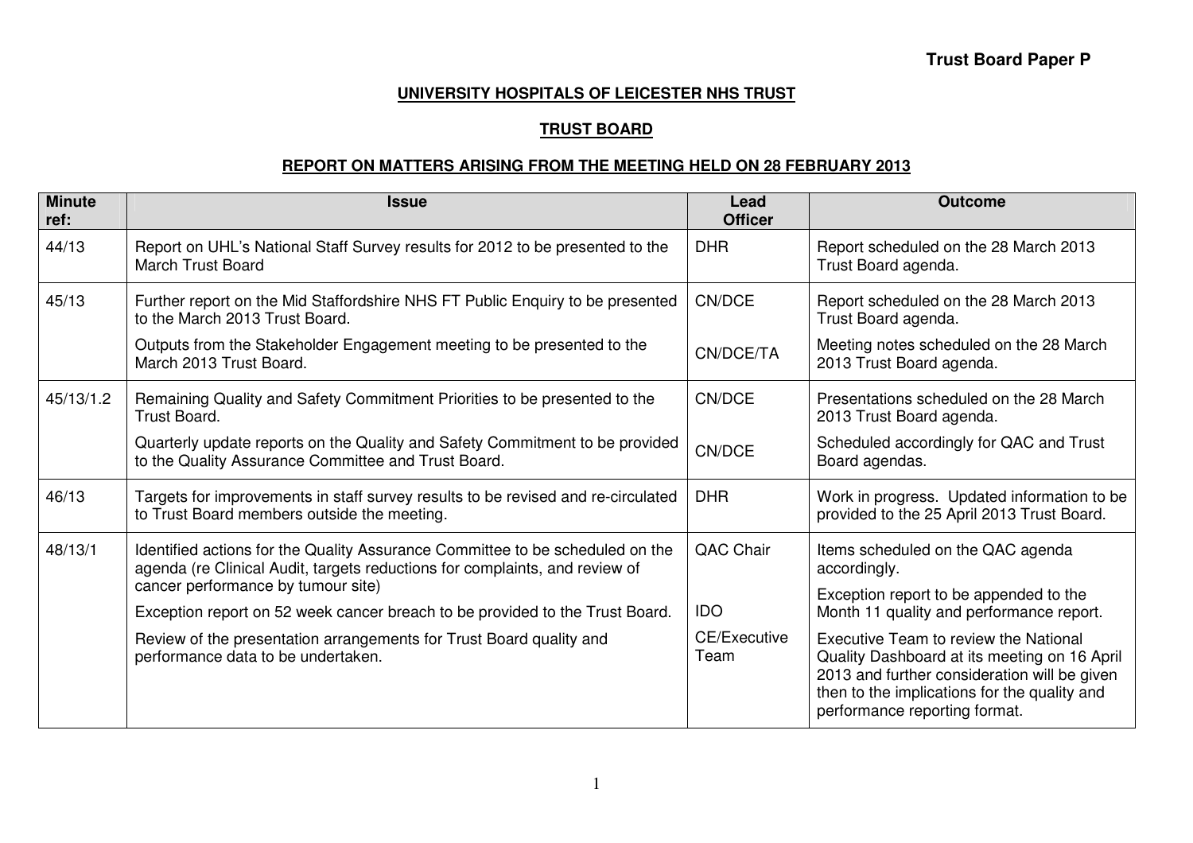**Trust Board Paper P**

## UNIVERSITY HOSPITALS OF LEICESTER NHS TRUST

## TRUST BOARD

## REPORT ON MATTERS ARISING FROM THE MEETING HELD ON 28 FEBRUARY 2013

| Minute ref: | Issue | Lead Officer | Outcome |
|---|---|---|---|
| 44/13 | Report on UHL's National Staff Survey results for 2012 to be presented to the March Trust Board | DHR | Report scheduled on the 28 March 2013 Trust Board agenda. |
| 45/13 | Further report on the Mid Staffordshire NHS FT Public Enquiry to be presented to the March 2013 Trust Board.<br><br>Outputs from the Stakeholder Engagement meeting to be presented to the March 2013 Trust Board. | CN/DCE<br><br>CN/DCE/TA | Report scheduled on the 28 March 2013 Trust Board agenda.<br><br>Meeting notes scheduled on the 28 March 2013 Trust Board agenda. |
| 45/13/1.2 | Remaining Quality and Safety Commitment Priorities to be presented to the Trust Board.<br><br>Quarterly update reports on the Quality and Safety Commitment to be provided to the Quality Assurance Committee and Trust Board. | CN/DCE<br><br>CN/DCE | Presentations scheduled on the 28 March 2013 Trust Board agenda.<br><br>Scheduled accordingly for QAC and Trust Board agendas. |
| 46/13 | Targets for improvements in staff survey results to be revised and re-circulated to Trust Board members outside the meeting. | DHR | Work in progress. Updated information to be provided to the 25 April 2013 Trust Board. |
| 48/13/1 | Identified actions for the Quality Assurance Committee to be scheduled on the agenda (re Clinical Audit, targets reductions for complaints, and review of cancer performance by tumour site)<br><br>Exception report on 52 week cancer breach to be provided to the Trust Board.<br><br>Review of the presentation arrangements for Trust Board quality and performance data to be undertaken. | QAC Chair<br><br>IDO<br><br>CE/Executive Team | Items scheduled on the QAC agenda accordingly.<br><br>Exception report to be appended to the Month 11 quality and performance report.<br><br>Executive Team to review the National Quality Dashboard at its meeting on 16 April 2013 and further consideration will be given then to the implications for the quality and performance reporting format. |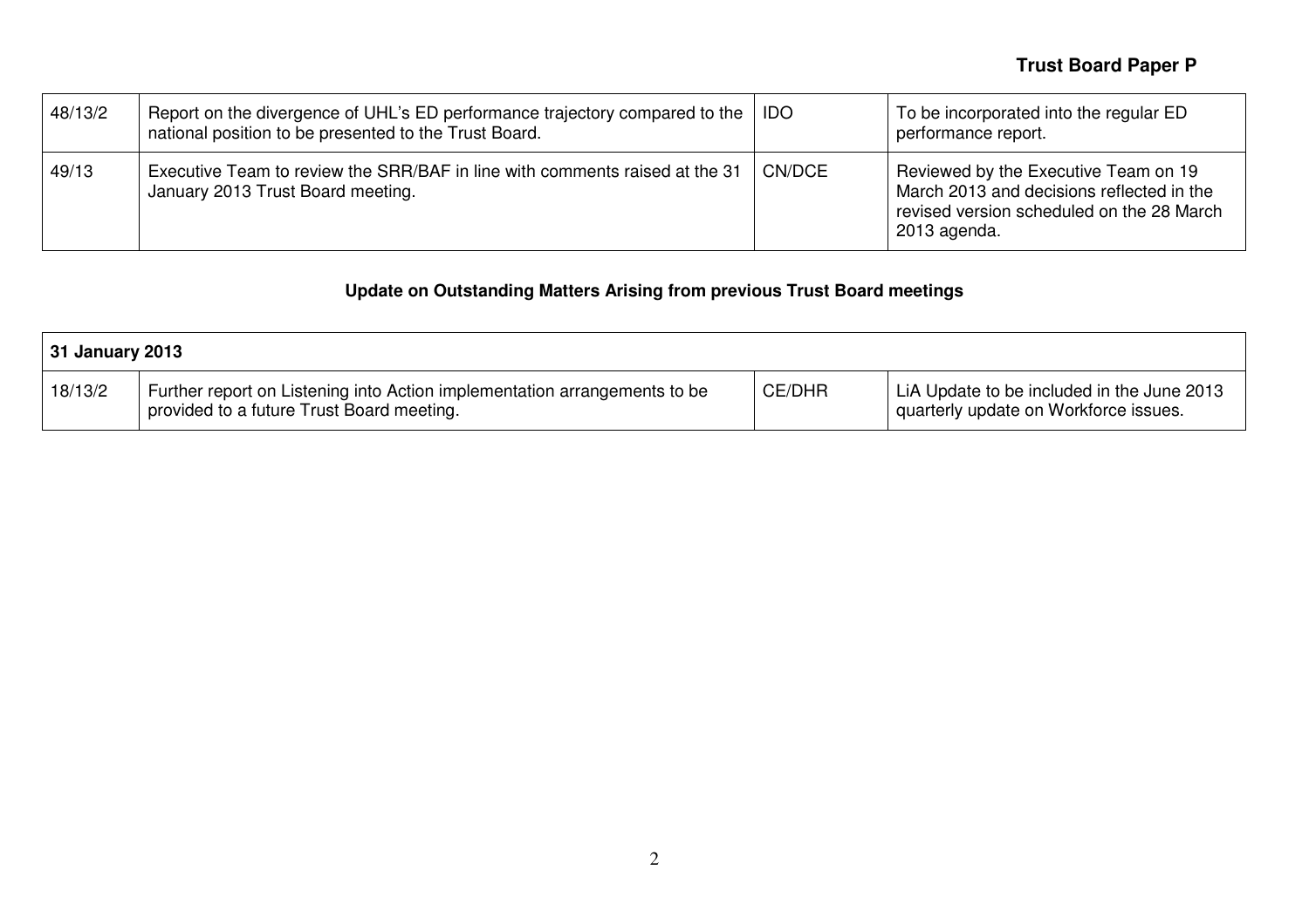**Trust Board Paper P**

| | | | |
|---|---|---|---|
| 48/13/2 | Report on the divergence of UHL's ED performance trajectory compared to the national position to be presented to the Trust Board. | IDO | To be incorporated into the regular ED performance report. |
| 49/13 | Executive Team to review the SRR/BAF in line with comments raised at the 31 January 2013 Trust Board meeting. | CN/DCE | Reviewed by the Executive Team on 19 March 2013 and decisions reflected in the revised version scheduled on the 28 March 2013 agenda. |

**Update on Outstanding Matters Arising from previous Trust Board meetings**

| **31 January 2013** | | | |
|---|---|---|---|
| 18/13/2 | Further report on Listening into Action implementation arrangements to be provided to a future Trust Board meeting. | CE/DHR | LiA Update to be included in the June 2013 quarterly update on Workforce issues. |